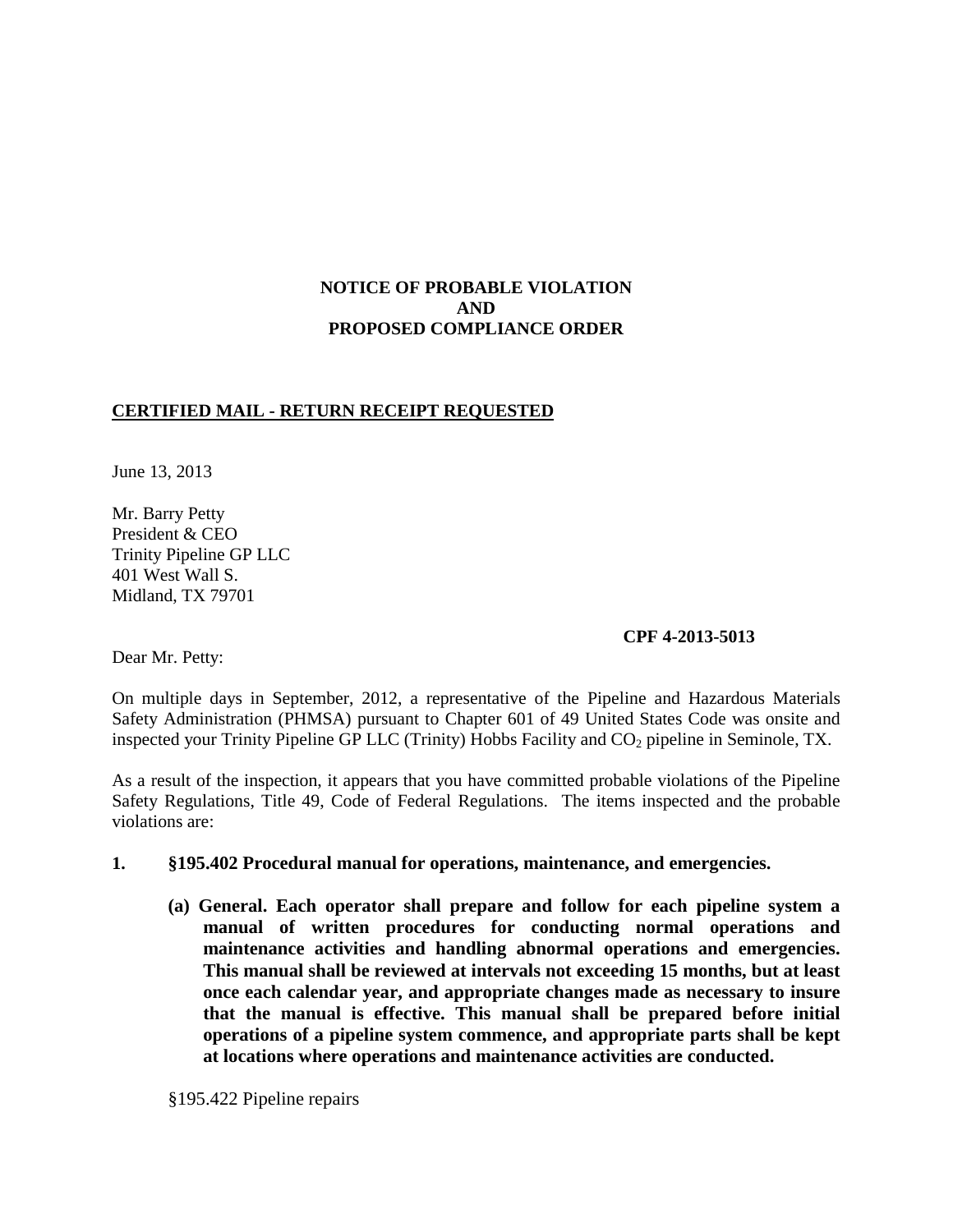**NOTICE OF PROBABLE VIOLATION**
**AND**
**PROPOSED COMPLIANCE ORDER**

**CERTIFIED MAIL - RETURN RECEIPT REQUESTED**

June 13, 2013

Mr. Barry Petty
President & CEO
Trinity Pipeline GP LLC
401 West Wall S.
Midland, TX 79701

**CPF 4-2013-5013**

Dear Mr. Petty:

On multiple days in September, 2012, a representative of the Pipeline and Hazardous Materials Safety Administration (PHMSA) pursuant to Chapter 601 of 49 United States Code was onsite and inspected your Trinity Pipeline GP LLC (Trinity) Hobbs Facility and $CO_2$ pipeline in Seminole, TX.

As a result of the inspection, it appears that you have committed probable violations of the Pipeline Safety Regulations, Title 49, Code of Federal Regulations. The items inspected and the probable violations are:

**1. §195.402 Procedural manual for operations, maintenance, and emergencies.**

**(a) General. Each operator shall prepare and follow for each pipeline system a manual of written procedures for conducting normal operations and maintenance activities and handling abnormal operations and emergencies. This manual shall be reviewed at intervals not exceeding 15 months, but at least once each calendar year, and appropriate changes made as necessary to insure that the manual is effective. This manual shall be prepared before initial operations of a pipeline system commence, and appropriate parts shall be kept at locations where operations and maintenance activities are conducted.**

§195.422 Pipeline repairs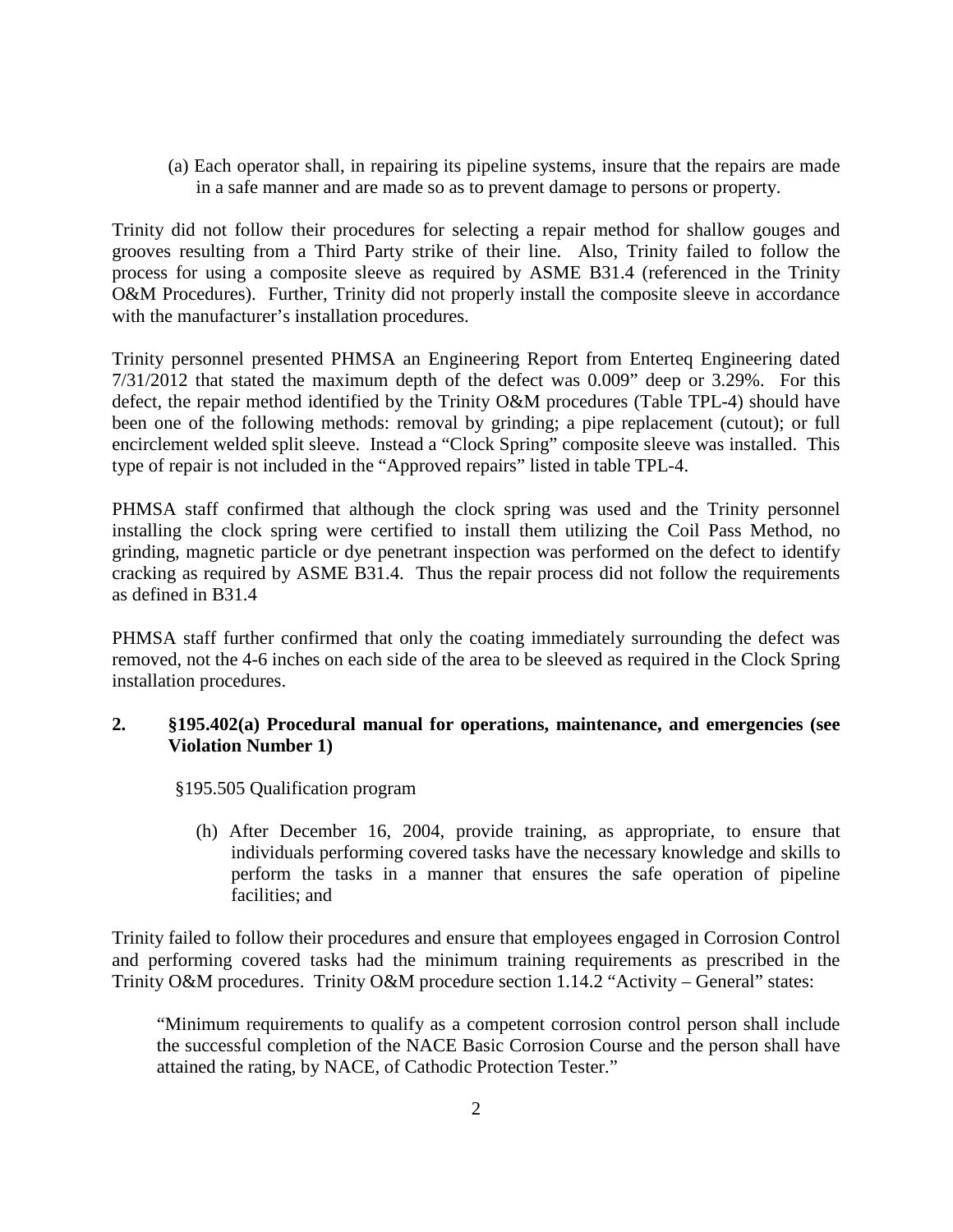(a) Each operator shall, in repairing its pipeline systems, insure that the repairs are made in a safe manner and are made so as to prevent damage to persons or property.

Trinity did not follow their procedures for selecting a repair method for shallow gouges and grooves resulting from a Third Party strike of their line. Also, Trinity failed to follow the process for using a composite sleeve as required by ASME B31.4 (referenced in the Trinity O&M Procedures). Further, Trinity did not properly install the composite sleeve in accordance with the manufacturer's installation procedures.

Trinity personnel presented PHMSA an Engineering Report from Enterteq Engineering dated 7/31/2012 that stated the maximum depth of the defect was 0.009" deep or 3.29%. For this defect, the repair method identified by the Trinity O&M procedures (Table TPL-4) should have been one of the following methods: removal by grinding; a pipe replacement (cutout); or full encirclement welded split sleeve. Instead a "Clock Spring" composite sleeve was installed. This type of repair is not included in the "Approved repairs" listed in table TPL-4.

PHMSA staff confirmed that although the clock spring was used and the Trinity personnel installing the clock spring were certified to install them utilizing the Coil Pass Method, no grinding, magnetic particle or dye penetrant inspection was performed on the defect to identify cracking as required by ASME B31.4. Thus the repair process did not follow the requirements as defined in B31.4

PHMSA staff further confirmed that only the coating immediately surrounding the defect was removed, not the 4-6 inches on each side of the area to be sleeved as required in the Clock Spring installation procedures.

**2. §195.402(a) Procedural manual for operations, maintenance, and emergencies (see Violation Number 1)**

§195.505 Qualification program

(h) After December 16, 2004, provide training, as appropriate, to ensure that individuals performing covered tasks have the necessary knowledge and skills to perform the tasks in a manner that ensures the safe operation of pipeline facilities; and

Trinity failed to follow their procedures and ensure that employees engaged in Corrosion Control and performing covered tasks had the minimum training requirements as prescribed in the Trinity O&M procedures. Trinity O&M procedure section 1.14.2 "Activity – General" states:

"Minimum requirements to qualify as a competent corrosion control person shall include the successful completion of the NACE Basic Corrosion Course and the person shall have attained the rating, by NACE, of Cathodic Protection Tester."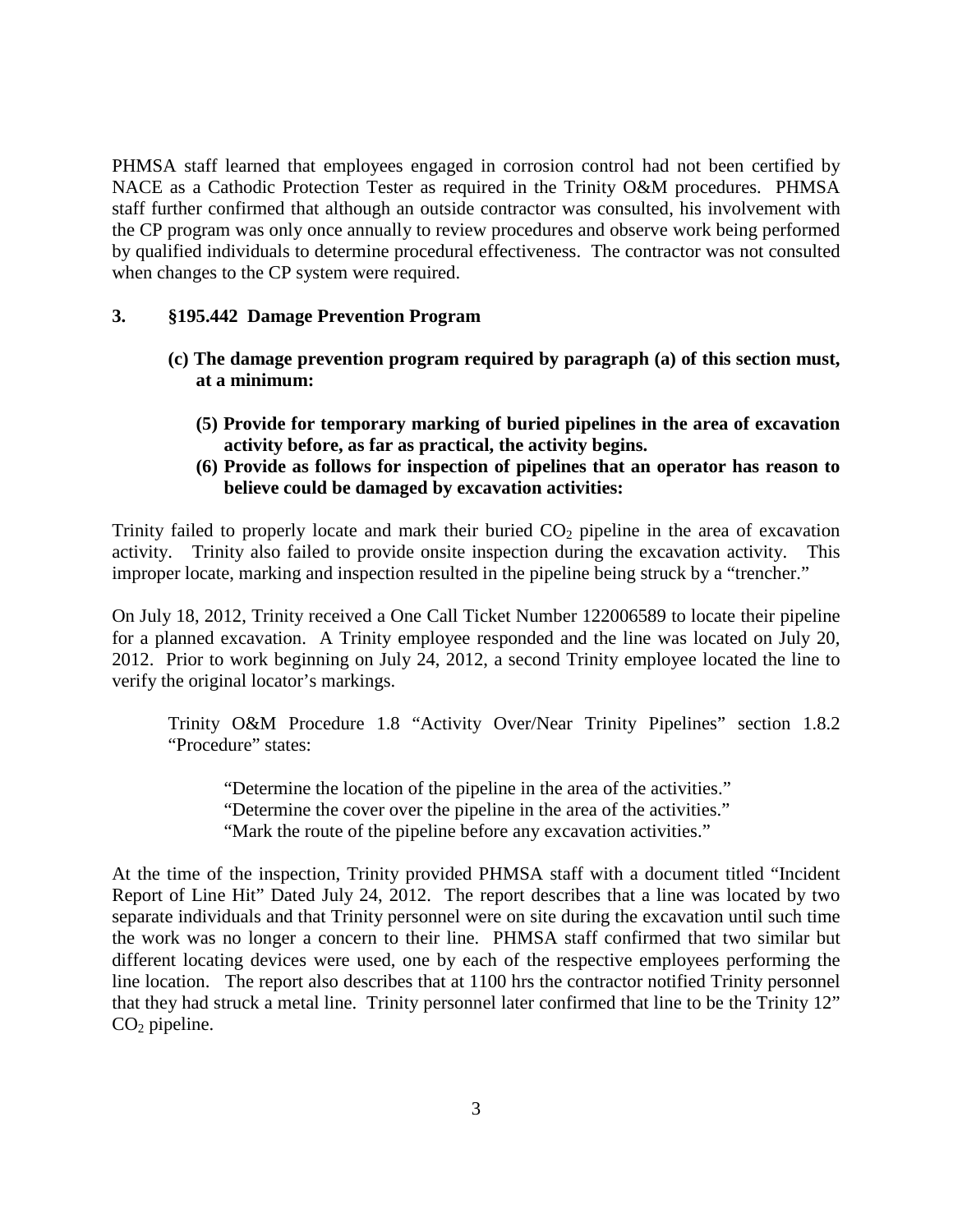PHMSA staff learned that employees engaged in corrosion control had not been certified by NACE as a Cathodic Protection Tester as required in the Trinity O&M procedures. PHMSA staff further confirmed that although an outside contractor was consulted, his involvement with the CP program was only once annually to review procedures and observe work being performed by qualified individuals to determine procedural effectiveness. The contractor was not consulted when changes to the CP system were required.

**3. §195.442 Damage Prevention Program**

> **(c) The damage prevention program required by paragraph (a) of this section must, at a minimum:**
>
> > **(5) Provide for temporary marking of buried pipelines in the area of excavation activity before, as far as practical, the activity begins.**
> >
> > **(6) Provide as follows for inspection of pipelines that an operator has reason to believe could be damaged by excavation activities:**

Trinity failed to properly locate and mark their buried $CO_2$ pipeline in the area of excavation activity. Trinity also failed to provide onsite inspection during the excavation activity. This improper locate, marking and inspection resulted in the pipeline being struck by a "trencher."

On July 18, 2012, Trinity received a One Call Ticket Number 122006589 to locate their pipeline for a planned excavation. A Trinity employee responded and the line was located on July 20, 2012. Prior to work beginning on July 24, 2012, a second Trinity employee located the line to verify the original locator's markings.

> Trinity O&M Procedure 1.8 "Activity Over/Near Trinity Pipelines" section 1.8.2 "Procedure" states:
>
> > "Determine the location of the pipeline in the area of the activities."
> > "Determine the cover over the pipeline in the area of the activities."
> > "Mark the route of the pipeline before any excavation activities."

At the time of the inspection, Trinity provided PHMSA staff with a document titled "Incident Report of Line Hit" Dated July 24, 2012. The report describes that a line was located by two separate individuals and that Trinity personnel were on site during the excavation until such time the work was no longer a concern to their line. PHMSA staff confirmed that two similar but different locating devices were used, one by each of the respective employees performing the line location. The report also describes that at 1100 hrs the contractor notified Trinity personnel that they had struck a metal line. Trinity personnel later confirmed that line to be the Trinity 12" $CO_2$ pipeline.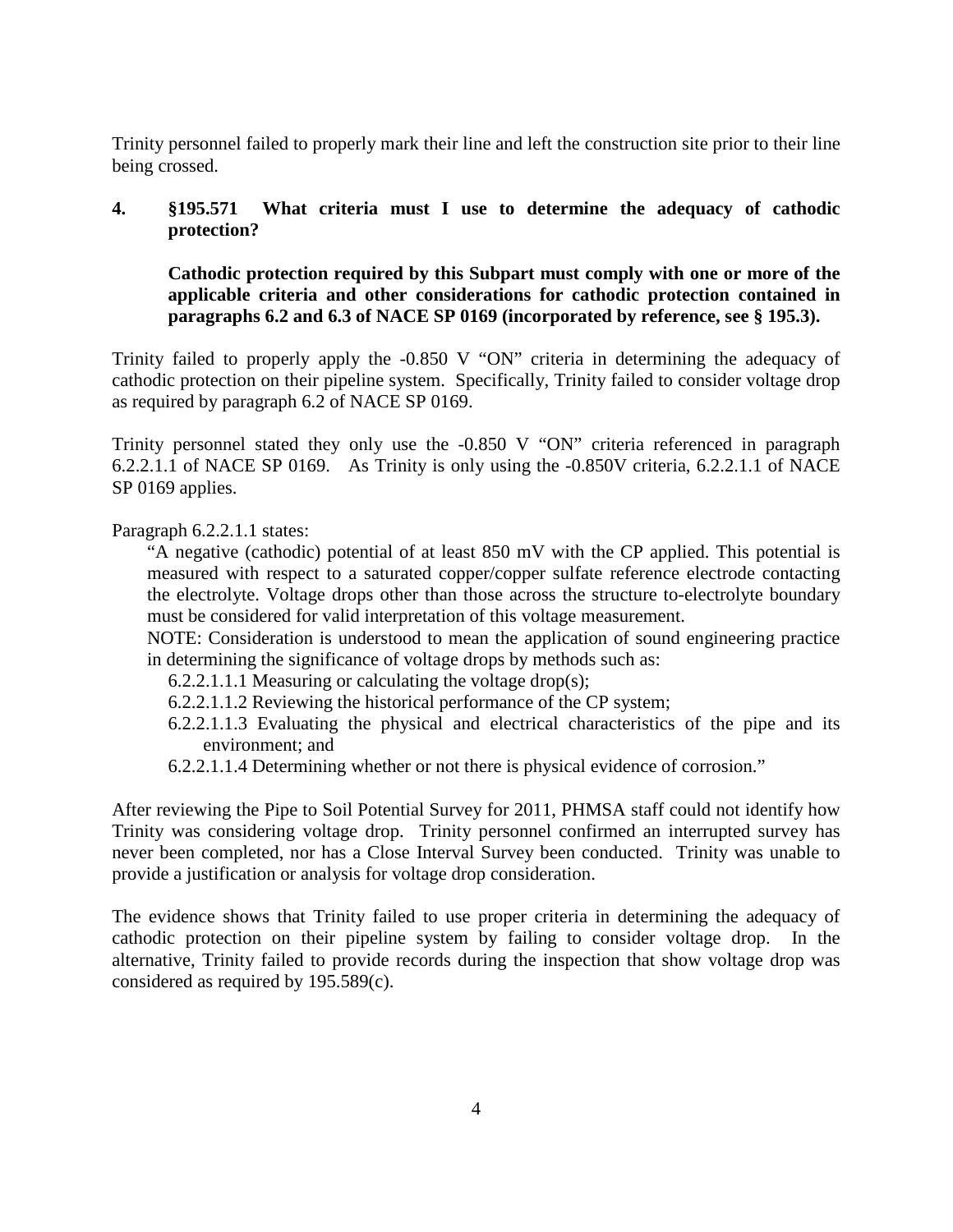Trinity personnel failed to properly mark their line and left the construction site prior to their line being crossed.

**4. §195.571 What criteria must I use to determine the adequacy of cathodic protection?**

**Cathodic protection required by this Subpart must comply with one or more of the applicable criteria and other considerations for cathodic protection contained in paragraphs 6.2 and 6.3 of NACE SP 0169 (incorporated by reference, see § 195.3).**

Trinity failed to properly apply the -0.850 V "ON" criteria in determining the adequacy of cathodic protection on their pipeline system. Specifically, Trinity failed to consider voltage drop as required by paragraph 6.2 of NACE SP 0169.

Trinity personnel stated they only use the -0.850 V "ON" criteria referenced in paragraph 6.2.2.1.1 of NACE SP 0169. As Trinity is only using the -0.850V criteria, 6.2.2.1.1 of NACE SP 0169 applies.

Paragraph 6.2.2.1.1 states:

> "A negative (cathodic) potential of at least 850 mV with the CP applied. This potential is measured with respect to a saturated copper/copper sulfate reference electrode contacting the electrolyte. Voltage drops other than those across the structure to-electrolyte boundary must be considered for valid interpretation of this voltage measurement.
>
> NOTE: Consideration is understood to mean the application of sound engineering practice in determining the significance of voltage drops by methods such as:
>
> 6.2.2.1.1.1 Measuring or calculating the voltage drop(s);
>
> 6.2.2.1.1.2 Reviewing the historical performance of the CP system;
>
> 6.2.2.1.1.3 Evaluating the physical and electrical characteristics of the pipe and its environment; and
>
> 6.2.2.1.1.4 Determining whether or not there is physical evidence of corrosion."

After reviewing the Pipe to Soil Potential Survey for 2011, PHMSA staff could not identify how Trinity was considering voltage drop. Trinity personnel confirmed an interrupted survey has never been completed, nor has a Close Interval Survey been conducted. Trinity was unable to provide a justification or analysis for voltage drop consideration.

The evidence shows that Trinity failed to use proper criteria in determining the adequacy of cathodic protection on their pipeline system by failing to consider voltage drop. In the alternative, Trinity failed to provide records during the inspection that show voltage drop was considered as required by 195.589(c).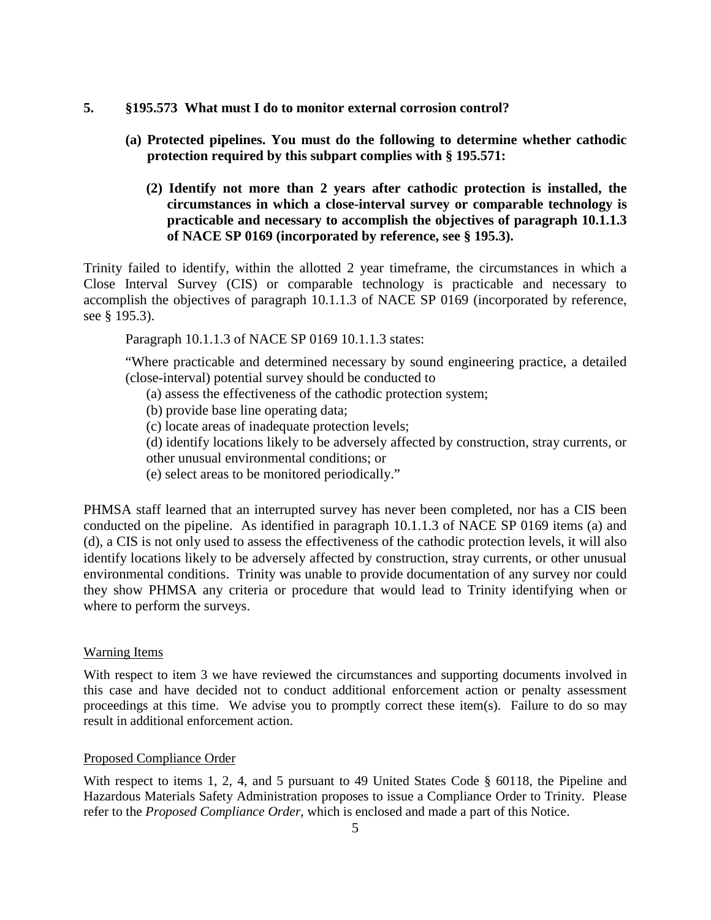**5. §195.573 What must I do to monitor external corrosion control?**

**(a) Protected pipelines. You must do the following to determine whether cathodic protection required by this subpart complies with § 195.571:**

**(2) Identify not more than 2 years after cathodic protection is installed, the circumstances in which a close-interval survey or comparable technology is practicable and necessary to accomplish the objectives of paragraph 10.1.1.3 of NACE SP 0169 (incorporated by reference, see § 195.3).**

Trinity failed to identify, within the allotted 2 year timeframe, the circumstances in which a Close Interval Survey (CIS) or comparable technology is practicable and necessary to accomplish the objectives of paragraph 10.1.1.3 of NACE SP 0169 (incorporated by reference, see § 195.3).

Paragraph 10.1.1.3 of NACE SP 0169 10.1.1.3 states:

"Where practicable and determined necessary by sound engineering practice, a detailed (close-interval) potential survey should be conducted to

(a) assess the effectiveness of the cathodic protection system;
(b) provide base line operating data;
(c) locate areas of inadequate protection levels;
(d) identify locations likely to be adversely affected by construction, stray currents, or other unusual environmental conditions; or
(e) select areas to be monitored periodically."

PHMSA staff learned that an interrupted survey has never been completed, nor has a CIS been conducted on the pipeline. As identified in paragraph 10.1.1.3 of NACE SP 0169 items (a) and (d), a CIS is not only used to assess the effectiveness of the cathodic protection levels, it will also identify locations likely to be adversely affected by construction, stray currents, or other unusual environmental conditions. Trinity was unable to provide documentation of any survey nor could they show PHMSA any criteria or procedure that would lead to Trinity identifying when or where to perform the surveys.

Warning Items

With respect to item 3 we have reviewed the circumstances and supporting documents involved in this case and have decided not to conduct additional enforcement action or penalty assessment proceedings at this time. We advise you to promptly correct these item(s). Failure to do so may result in additional enforcement action.

Proposed Compliance Order

With respect to items 1, 2, 4, and 5 pursuant to 49 United States Code § 60118, the Pipeline and Hazardous Materials Safety Administration proposes to issue a Compliance Order to Trinity. Please refer to the *Proposed Compliance Order*, which is enclosed and made a part of this Notice.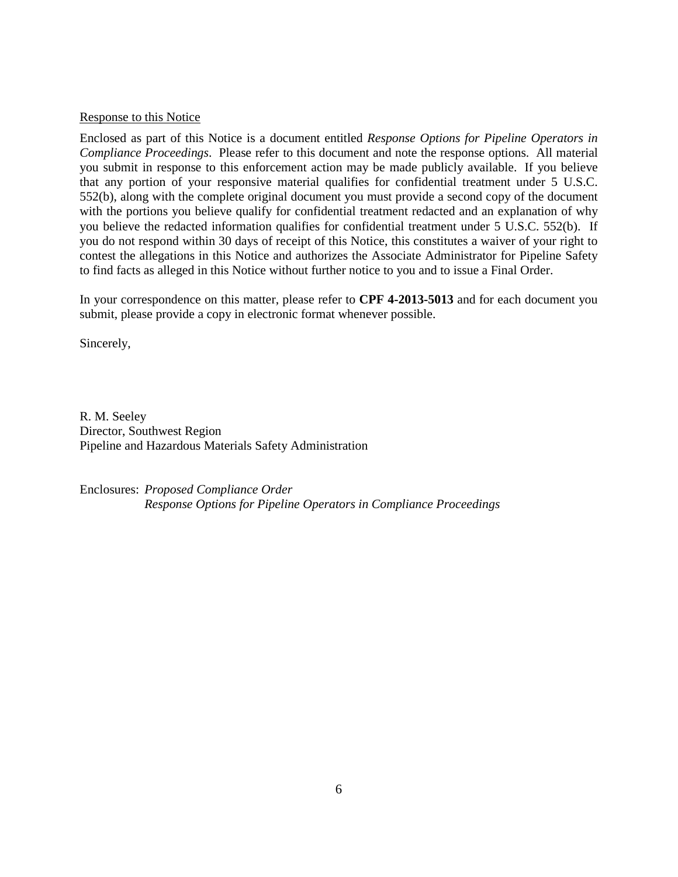<u>Response to this Notice</u>

Enclosed as part of this Notice is a document entitled *Response Options for Pipeline Operators in Compliance Proceedings*. Please refer to this document and note the response options. All material you submit in response to this enforcement action may be made publicly available. If you believe that any portion of your responsive material qualifies for confidential treatment under 5 U.S.C. 552(b), along with the complete original document you must provide a second copy of the document with the portions you believe qualify for confidential treatment redacted and an explanation of why you believe the redacted information qualifies for confidential treatment under 5 U.S.C. 552(b). If you do not respond within 30 days of receipt of this Notice, this constitutes a waiver of your right to contest the allegations in this Notice and authorizes the Associate Administrator for Pipeline Safety to find facts as alleged in this Notice without further notice to you and to issue a Final Order.

In your correspondence on this matter, please refer to **CPF 4-2013-5013** and for each document you submit, please provide a copy in electronic format whenever possible.

Sincerely,

R. M. Seeley
Director, Southwest Region
Pipeline and Hazardous Materials Safety Administration

Enclosures: *Proposed Compliance Order*
*Response Options for Pipeline Operators in Compliance Proceedings*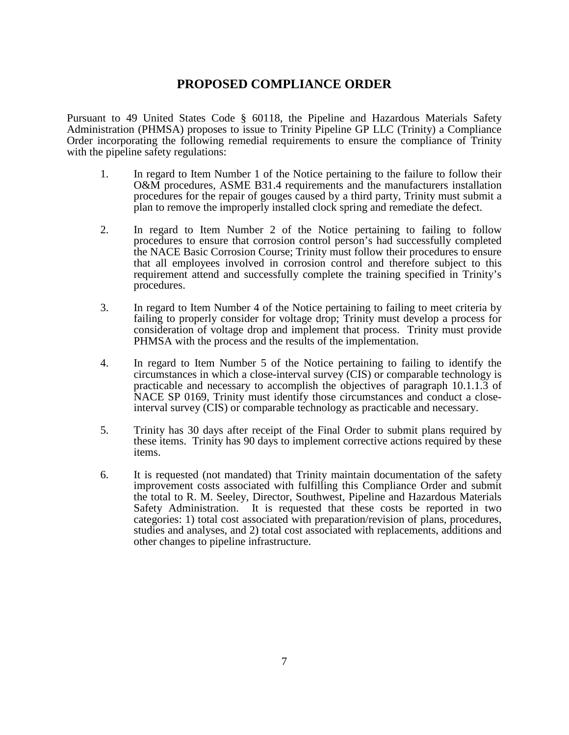## PROPOSED COMPLIANCE ORDER

Pursuant to 49 United States Code § 60118, the Pipeline and Hazardous Materials Safety Administration (PHMSA) proposes to issue to Trinity Pipeline GP LLC (Trinity) a Compliance Order incorporating the following remedial requirements to ensure the compliance of Trinity with the pipeline safety regulations:

1. In regard to Item Number 1 of the Notice pertaining to the failure to follow their O&M procedures, ASME B31.4 requirements and the manufacturers installation procedures for the repair of gouges caused by a third party, Trinity must submit a plan to remove the improperly installed clock spring and remediate the defect.

2. In regard to Item Number 2 of the Notice pertaining to failing to follow procedures to ensure that corrosion control person's had successfully completed the NACE Basic Corrosion Course; Trinity must follow their procedures to ensure that all employees involved in corrosion control and therefore subject to this requirement attend and successfully complete the training specified in Trinity's procedures.

3. In regard to Item Number 4 of the Notice pertaining to failing to meet criteria by failing to properly consider for voltage drop; Trinity must develop a process for consideration of voltage drop and implement that process. Trinity must provide PHMSA with the process and the results of the implementation.

4. In regard to Item Number 5 of the Notice pertaining to failing to identify the circumstances in which a close-interval survey (CIS) or comparable technology is practicable and necessary to accomplish the objectives of paragraph 10.1.1.3 of NACE SP 0169, Trinity must identify those circumstances and conduct a close-interval survey (CIS) or comparable technology as practicable and necessary.

5. Trinity has 30 days after receipt of the Final Order to submit plans required by these items. Trinity has 90 days to implement corrective actions required by these items.

6. It is requested (not mandated) that Trinity maintain documentation of the safety improvement costs associated with fulfilling this Compliance Order and submit the total to R. M. Seeley, Director, Southwest, Pipeline and Hazardous Materials Safety Administration. It is requested that these costs be reported in two categories: 1) total cost associated with preparation/revision of plans, procedures, studies and analyses, and 2) total cost associated with replacements, additions and other changes to pipeline infrastructure.